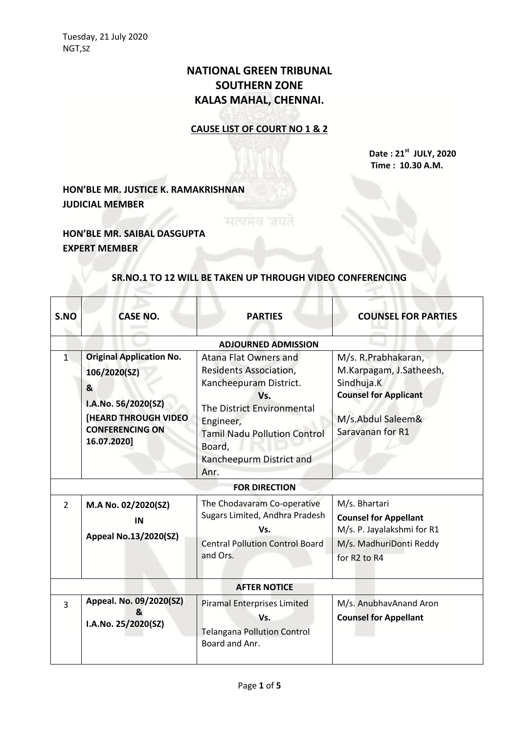Tuesday, 21 July 2020
NGT,SZ

# NATIONAL GREEN TRIBUNAL
# SOUTHERN ZONE
# KALAS MAHAL, CHENNAI.

## CAUSE LIST OF COURT NO 1 & 2

**Date : 21st JULY, 2020**
**Time : 10.30 A.M.**

**HON'BLE MR. JUSTICE K. RAMAKRISHNAN**
**JUDICIAL MEMBER**

**HON'BLE MR. SAIBAL DASGUPTA**
**EXPERT MEMBER**

**SR.NO.1 TO 12 WILL BE TAKEN UP THROUGH VIDEO CONFERENCING**

| S.NO | CASE NO. | PARTIES | COUNSEL FOR PARTIES |
|---|---|---|---|
| | | **ADJOURNED ADMISSION** | |
| 1 | **Original Application No. 106/2020(SZ) & I.A.No. 56/2020(SZ) [HEARD THROUGH VIDEO CONFERENCING ON 16.07.2020]** | Atana Flat Owners and Residents Association, Kancheepuram District. **Vs.** The District Environmental Engineer, Tamil Nadu Pollution Control Board, Kancheepurm District and Anr. | M/s. R.Prabhakaran, M.Karpagam, J.Satheesh, Sindhuja.K **Counsel for Applicant** M/s.Abdul Saleem& Saravanan for R1 |
| | | **FOR DIRECTION** | |
| 2 | **M.A No. 02/2020(SZ) IN Appeal No.13/2020(SZ)** | The Chodavaram Co-operative Sugars Limited, Andhra Pradesh **Vs.** Central Pollution Control Board and Ors. | M/s. Bhartari **Counsel for Appellant** M/s. P. Jayalakshmi for R1 M/s. MadhuriDonti Reddy for R2 to R4 |
| | | **AFTER NOTICE** | |
| 3 | **Appeal. No. 09/2020(SZ) & I.A.No. 25/2020(SZ)** | Piramal Enterprises Limited **Vs.** Telangana Pollution Control Board and Anr. | M/s. AnubhavAnand Aron **Counsel for Appellant** |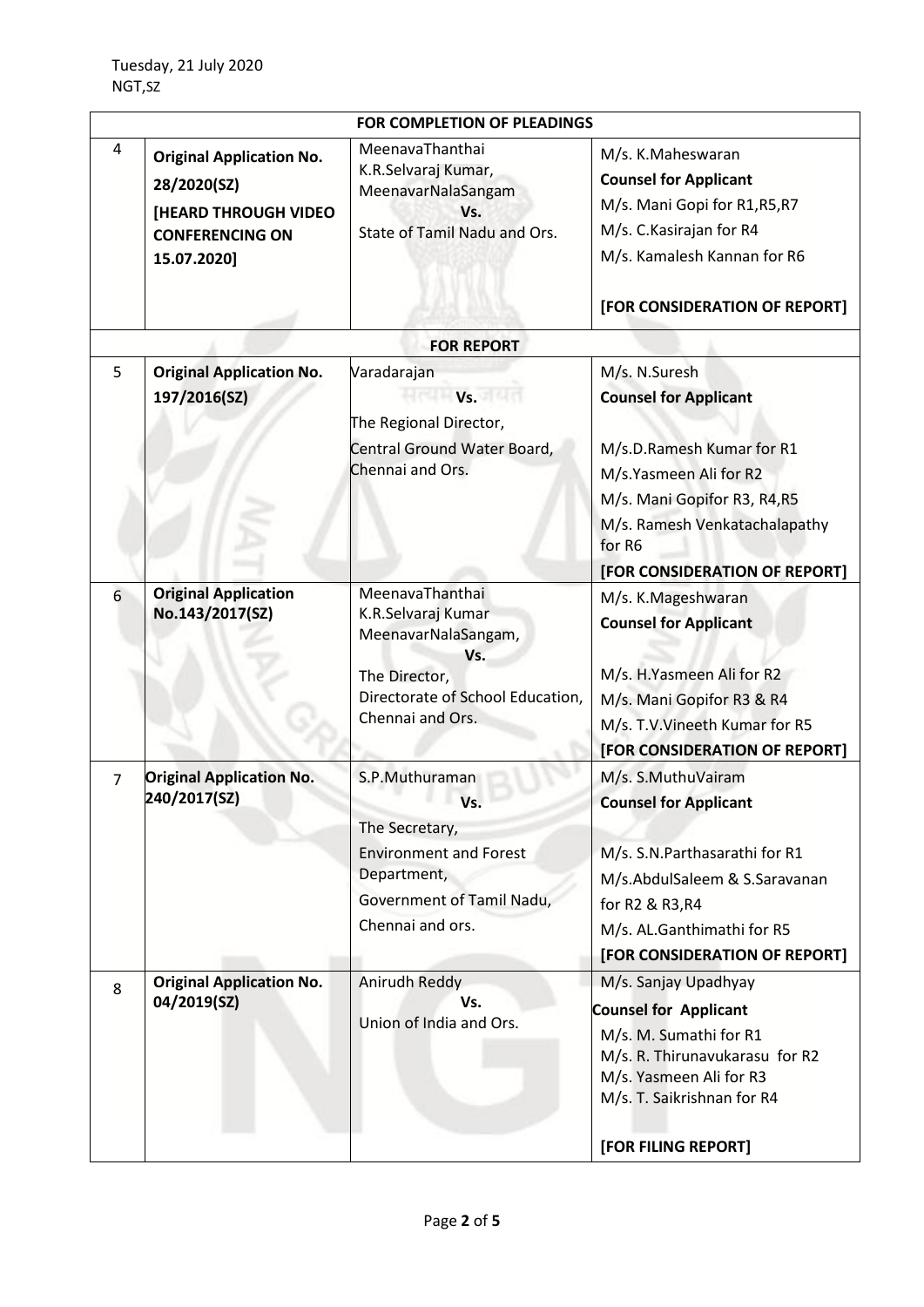Tuesday, 21 July 2020
NGT,SZ

| | | | |
|---|---|---|---|
| **FOR COMPLETION OF PLEADINGS** | | | |
| 4 | **Original Application No. 28/2020(SZ)** **[HEARD THROUGH VIDEO CONFERENCING ON 15.07.2020]** | MeenavaThanthai K.R.Selvaraj Kumar, MeenavarNalaSangam Vs. State of Tamil Nadu and Ors. | M/s. K.Maheswaran **Counsel for Applicant** M/s. Mani Gopi for R1,R5,R7 M/s. C.Kasirajan for R4 M/s. Kamalesh Kannan for R6 **[FOR CONSIDERATION OF REPORT]** |
| **FOR REPORT** | | | |
| 5 | **Original Application No. 197/2016(SZ)** | Varadarajan Vs. The Regional Director, Central Ground Water Board, Chennai and Ors. | M/s. N.Suresh **Counsel for Applicant** M/s.D.Ramesh Kumar for R1 M/s.Yasmeen Ali for R2 M/s. Mani Gopifor R3, R4,R5 M/s. Ramesh Venkatachalapathy for R6 **[FOR CONSIDERATION OF REPORT]** |
| 6 | **Original Application No.143/2017(SZ)** | MeenavaThanthai K.R.Selvaraj Kumar MeenavarNalaSangam, Vs. The Director, Directorate of School Education, Chennai and Ors. | M/s. K.Mageshwaran **Counsel for Applicant** M/s. H.Yasmeen Ali for R2 M/s. Mani Gopifor R3 & R4 M/s. T.V.Vineeth Kumar for R5 **[FOR CONSIDERATION OF REPORT]** |
| 7 | **Original Application No. 240/2017(SZ)** | S.P.Muthuraman Vs. The Secretary, Environment and Forest Department, Government of Tamil Nadu, Chennai and ors. | M/s. S.MuthuVairam **Counsel for Applicant** M/s. S.N.Parthasarathi for R1 M/s.AbdulSaleem & S.Saravanan for R2 & R3,R4 M/s. AL.Ganthimathi for R5 **[FOR CONSIDERATION OF REPORT]** |
| 8 | **Original Application No. 04/2019(SZ)** | Anirudh Reddy Vs. Union of India and Ors. | M/s. Sanjay Upadhyay **Counsel for Applicant** M/s. M. Sumathi for R1 M/s. R. Thirunavukarasu for R2 M/s. Yasmeen Ali for R3 M/s. T. Saikrishnan for R4 **[FOR FILING REPORT]** |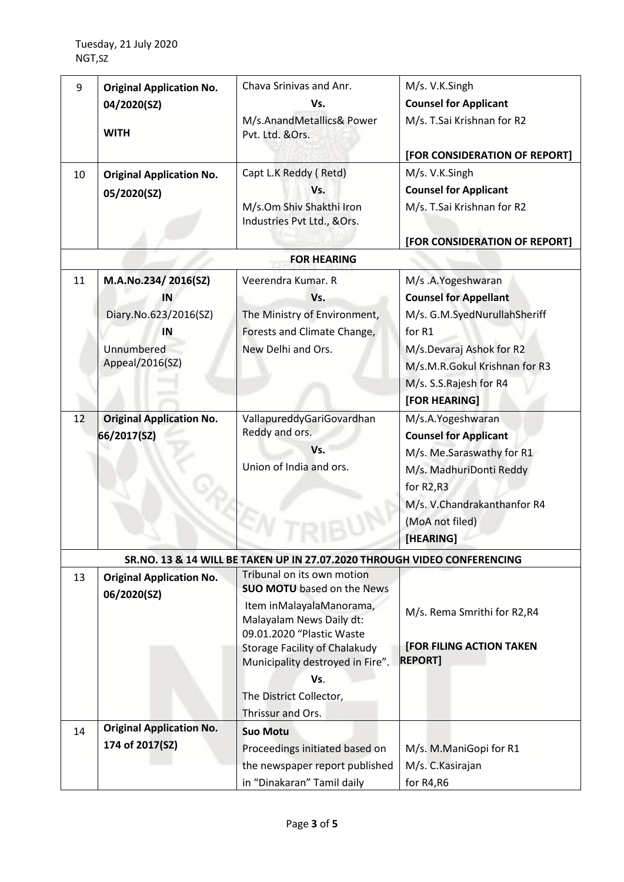Tuesday, 21 July 2020
NGT,SZ

| | | | |
|---|---|---|---|
| 9 | **Original Application No. 04/2020(SZ)**<br><br>**WITH** | Chava Srinivas and Anr.<br>**Vs.**<br>M/s.AnandMetallics& Power Pvt. Ltd. &Ors. | M/s. V.K.Singh<br>**Counsel for Applicant**<br>M/s. T.Sai Krishnan for R2<br><br>**[FOR CONSIDERATION OF REPORT]** |
| 10 | **Original Application No. 05/2020(SZ)** | Capt L.K Reddy ( Retd)<br>**Vs.**<br>M/s.Om Shiv Shakthi Iron Industries Pvt Ltd., &Ors. | M/s. V.K.Singh<br>**Counsel for Applicant**<br>M/s. T.Sai Krishnan for R2<br><br>**[FOR CONSIDERATION OF REPORT]** |
| | | **FOR HEARING** | |
| 11 | **M.A.No.234/ 2016(SZ)**<br>**IN**<br>Diary.No.623/2016(SZ)<br>**IN**<br>Unnumbered Appeal/2016(SZ) | Veerendra Kumar. R<br>**Vs.**<br>The Ministry of Environment, Forests and Climate Change, New Delhi and Ors. | M/s .A.Yogeshwaran<br>**Counsel for Appellant**<br>M/s. G.M.SyedNurullahSheriff for R1<br>M/s.Devaraj Ashok for R2<br>M/s.M.R.Gokul Krishnan for R3<br>M/s. S.S.Rajesh for R4<br>**[FOR HEARING]** |
| 12 | **Original Application No. 66/2017(SZ)** | VallapureddyGariGovardhan Reddy and ors.<br>**Vs.**<br>Union of India and ors. | M/s.A.Yogeshwaran<br>**Counsel for Applicant**<br>M/s. Me.Saraswathy for R1<br>M/s. MadhuriDonti Reddy for R2,R3<br>M/s. V.Chandrakanthanfor R4<br>(MoA not filed)<br>**[HEARING]** |
| | | **SR.NO. 13 & 14 WILL BE TAKEN UP IN 27.07.2020 THROUGH VIDEO CONFERENCING** | |
| 13 | **Original Application No. 06/2020(SZ)** | Tribunal on its own motion **SUO MOTU** based on the News Item inMalayalaManorama, Malayalam News Daily dt: 09.01.2020 "Plastic Waste Storage Facility of Chalakudy Municipality destroyed in Fire".<br>**Vs**.<br>The District Collector, Thrissur and Ors. | M/s. Rema Smrithi for R2,R4<br><br>**[FOR FILING ACTION TAKEN REPORT]** |
| 14 | **Original Application No. 174 of 2017(SZ)** | **Suo Motu**<br>Proceedings initiated based on the newspaper report published in "Dinakaran" Tamil daily | M/s. M.ManiGopi for R1<br>M/s. C.Kasirajan for R4,R6 |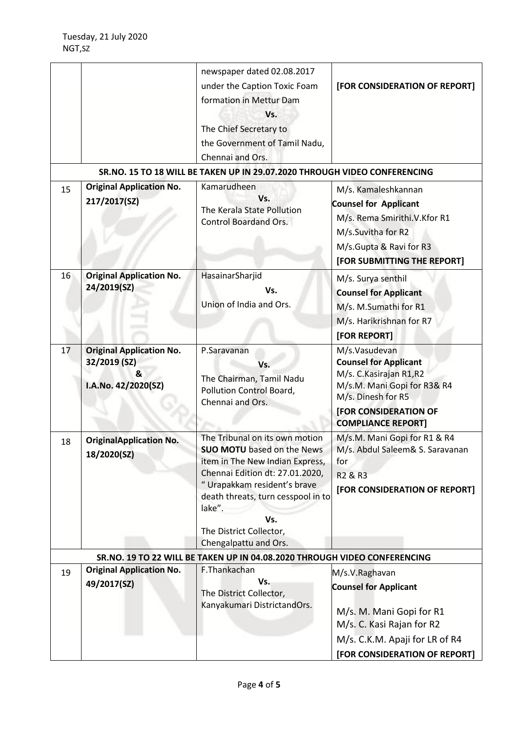| | | | |
|---|---|---|---|
| | | newspaper dated 02.08.2017 under the Caption Toxic Foam formation in Mettur Dam **Vs.** The Chief Secretary to the Government of Tamil Nadu, Chennai and Ors. | **[FOR CONSIDERATION OF REPORT]** |
| **SR.NO. 15 TO 18 WILL BE TAKEN UP IN 29.07.2020 THROUGH VIDEO CONFERENCING** | | | |
| 15 | **Original Application No. 217/2017(SZ)** | Kamarudheen **Vs.** The Kerala State Pollution Control Boardand Ors. | M/s. Kamaleshkannan **Counsel for Applicant** M/s. Rema Smirithi.V.Kfor R1 M/s.Suvitha for R2 M/s.Gupta & Ravi for R3 **[FOR SUBMITTING THE REPORT]** |
| 16 | **Original Application No. 24/2019(SZ)** | HasainarSharjid **Vs.** Union of India and Ors. | M/s. Surya senthil **Counsel for Applicant** M/s. M.Sumathi for R1 M/s. Harikrishnan for R7 **[FOR REPORT]** |
| 17 | **Original Application No. 32/2019 (SZ) & I.A.No. 42/2020(SZ)** | P.Saravanan **Vs.** The Chairman, Tamil Nadu Pollution Control Board, Chennai and Ors. | M/s.Vasudevan **Counsel for Applicant** M/s. C.Kasirajan R1,R2 M/s.M. Mani Gopi for R3& R4 M/s. Dinesh for R5 **[FOR CONSIDERATION OF COMPLIANCE REPORT]** |
| 18 | **OriginalApplication No. 18/2020(SZ)** | The Tribunal on its own motion **SUO MOTU** based on the News item in The New Indian Express, Chennai Edition dt: 27.01.2020, " Urapakkam resident's brave death threats, turn cesspool in to lake". **Vs.** The District Collector, Chengalpattu and Ors. | M/s.M. Mani Gopi for R1 & R4 M/s. Abdul Saleem& S. Saravanan for R2 & R3 **[FOR CONSIDERATION OF REPORT]** |
| **SR.NO. 19 TO 22 WILL BE TAKEN UP IN 04.08.2020 THROUGH VIDEO CONFERENCING** | | | |
| 19 | **Original Application No. 49/2017(SZ)** | F.Thankachan **Vs.** The District Collector, Kanyakumari DistrictandOrs. | M/s.V.Raghavan **Counsel for Applicant** M/s. M. Mani Gopi for R1 M/s. C. Kasi Rajan for R2 M/s. C.K.M. Apaji for LR of R4 **[FOR CONSIDERATION OF REPORT]** |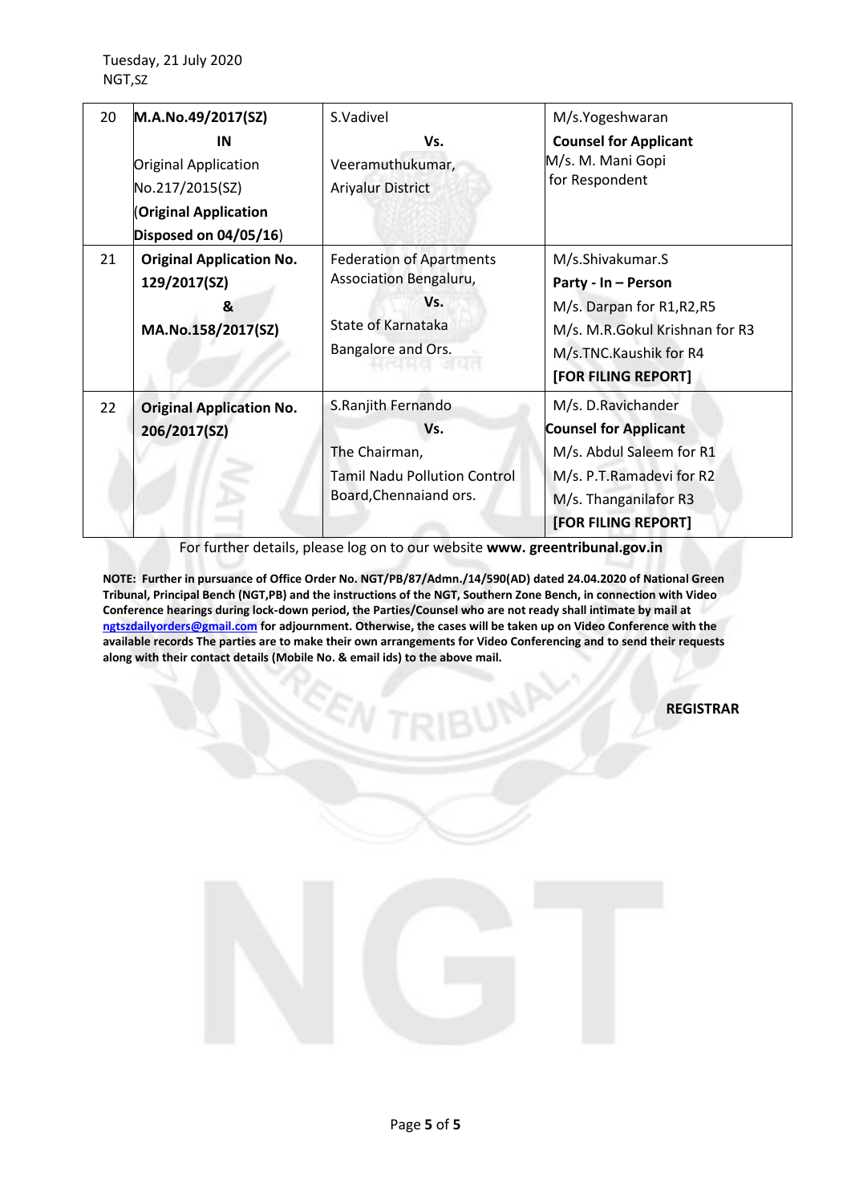| | | | |
|---|---|---|---|
| 20 | **M.A.No.49/2017(SZ)** **IN** Original Application No.217/2015(SZ) (**Original Application Disposed on 04/05/16**) | S.Vadivel **Vs.** Veeramuthukumar, Ariyalur District | M/s.Yogeshwaran **Counsel for Applicant** M/s. M. Mani Gopi for Respondent |
| 21 | **Original Application No. 129/2017(SZ)** **&** **MA.No.158/2017(SZ)** | Federation of Apartments Association Bengaluru, **Vs.** State of Karnataka Bangalore and Ors. | M/s.Shivakumar.S **Party - In – Person** M/s. Darpan for R1,R2,R5 M/s. M.R.Gokul Krishnan for R3 M/s.TNC.Kaushik for R4 **[FOR FILING REPORT]** |
| 22 | **Original Application No. 206/2017(SZ)** | S.Ranjith Fernando **Vs.** The Chairman, Tamil Nadu Pollution Control Board,Chennaiand ors. | M/s. D.Ravichander **Counsel for Applicant** M/s. Abdul Saleem for R1 M/s. P.T.Ramadevi for R2 M/s. Thanganilafor R3 **[FOR FILING REPORT]** |

For further details, please log on to our website **www. greentribunal.gov.in**

**NOTE: Further in pursuance of Office Order No. NGT/PB/87/Admn./14/590(AD) dated 24.04.2020 of National Green Tribunal, Principal Bench (NGT,PB) and the instructions of the NGT, Southern Zone Bench, in connection with Video Conference hearings during lock-down period, the Parties/Counsel who are not ready shall intimate by mail at ngtszdailyorders@gmail.com for adjournment. Otherwise, the cases will be taken up on Video Conference with the available records The parties are to make their own arrangements for Video Conferencing and to send their requests along with their contact details (Mobile No. & email ids) to the above mail.**

**REGISTRAR**